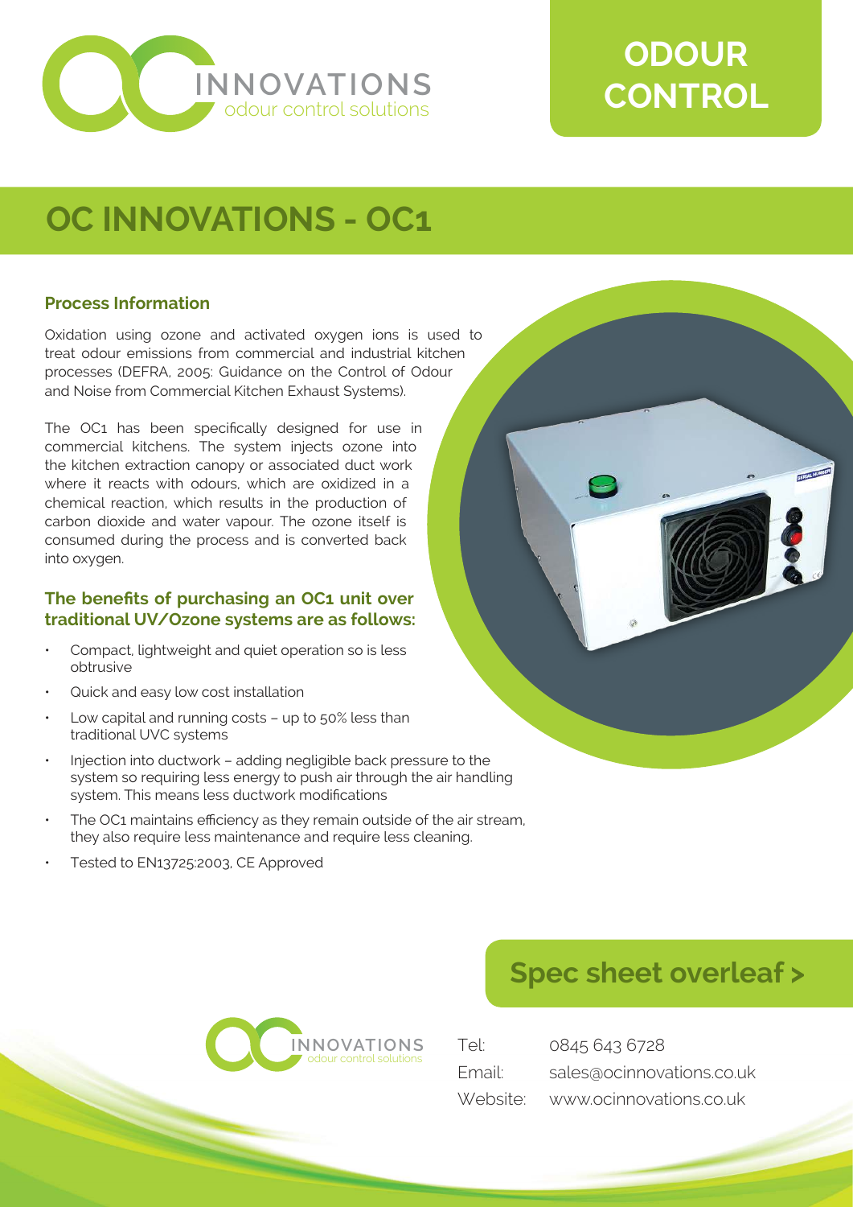# OC INNOVATIONS - OC1

ODOUR CONTROL

### Process Information

Oxidation using ozone and activated oxygen ions is used to treat odour emissions from commercial and industrial kitchen processes (DEFRA, 2005: Guidance on the Control of Odour and Noise from Commercial Kitchen Exhaust Systems).

The OC1 has been specifically designed for use in commercial kitchens. The system injects ozone into the kitchen extraction canopy or associated duct work where it reacts with odours, which are oxidized in a chemical reaction, which results in the production of carbon dioxide and water vapour. The ozone itself is consumed during the process and is converted back into oxygen.

### The benefits of purchasing an OC1 unit over traditional UV/Ozone systems are as follows:

- Compact, lightweight and quiet operation so is less obtrusive
- Quick and easy low cost installation
- Low capital and running costs – up to 50% less than traditional UVC systems
- Injection into ductwork – adding negligible back pressure to the system so requiring less energy to push air through the air handling system. This means less ductwork modifications
- The OC1 maintains efficiency as they remain outside of the air stream, they also require less maintenance and require less cleaning.
- Tested to EN13725:2003, CE Approved

## Spec sheet overleaf >

INNOVATIONS
odour control solutions

Tel: 0845 643 6728
Email: sales@ocinnovations.co.uk
Website: www.ocinnovations.co.uk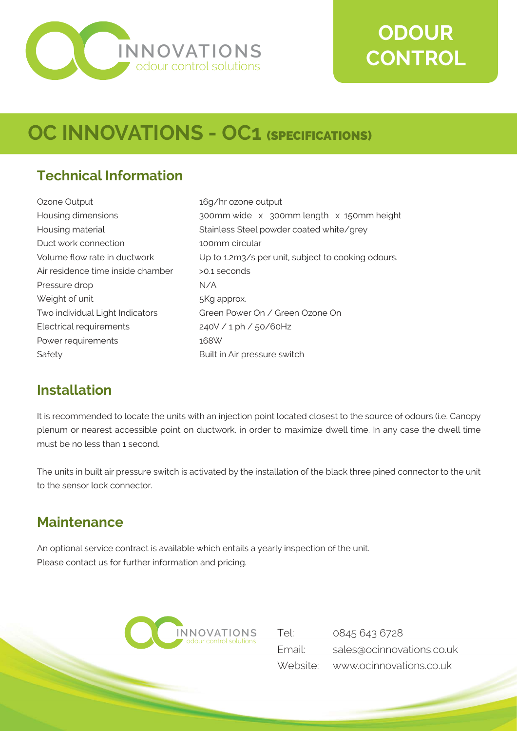INNOVATIONS
odour control solutions

**ODOUR CONTROL**

# OC INNOVATIONS - OC1 (SPECIFICATIONS)

## Technical Information

| | |
|---|---|
| Ozone Output | 16g/hr ozone output |
| Housing dimensions | 300mm wide x 300mm length x 150mm height |
| Housing material | Stainless Steel powder coated white/grey |
| Duct work connection | 100mm circular |
| Volume flow rate in ductwork | Up to 1.2m3/s per unit, subject to cooking odours. |
| Air residence time inside chamber | >0.1 seconds |
| Pressure drop | N/A |
| Weight of unit | 5Kg approx. |
| Two individual Light Indicators | Green Power On / Green Ozone On |
| Electrical requirements | 240V / 1 ph / 50/60Hz |
| Power requirements | 168W |
| Safety | Built in Air pressure switch |

## Installation

It is recommended to locate the units with an injection point located closest to the source of odours (i.e. Canopy plenum or nearest accessible point on ductwork, in order to maximize dwell time. In any case the dwell time must be no less than 1 second.

The units in built air pressure switch is activated by the installation of the black three pined connector to the unit to the sensor lock connector.

## Maintenance

An optional service contract is available which entails a yearly inspection of the unit.
Please contact us for further information and pricing.

INNOVATIONS
odour control solutions

Tel: 0845 643 6728
Email: sales@ocinnovations.co.uk
Website: www.ocinnovations.co.uk